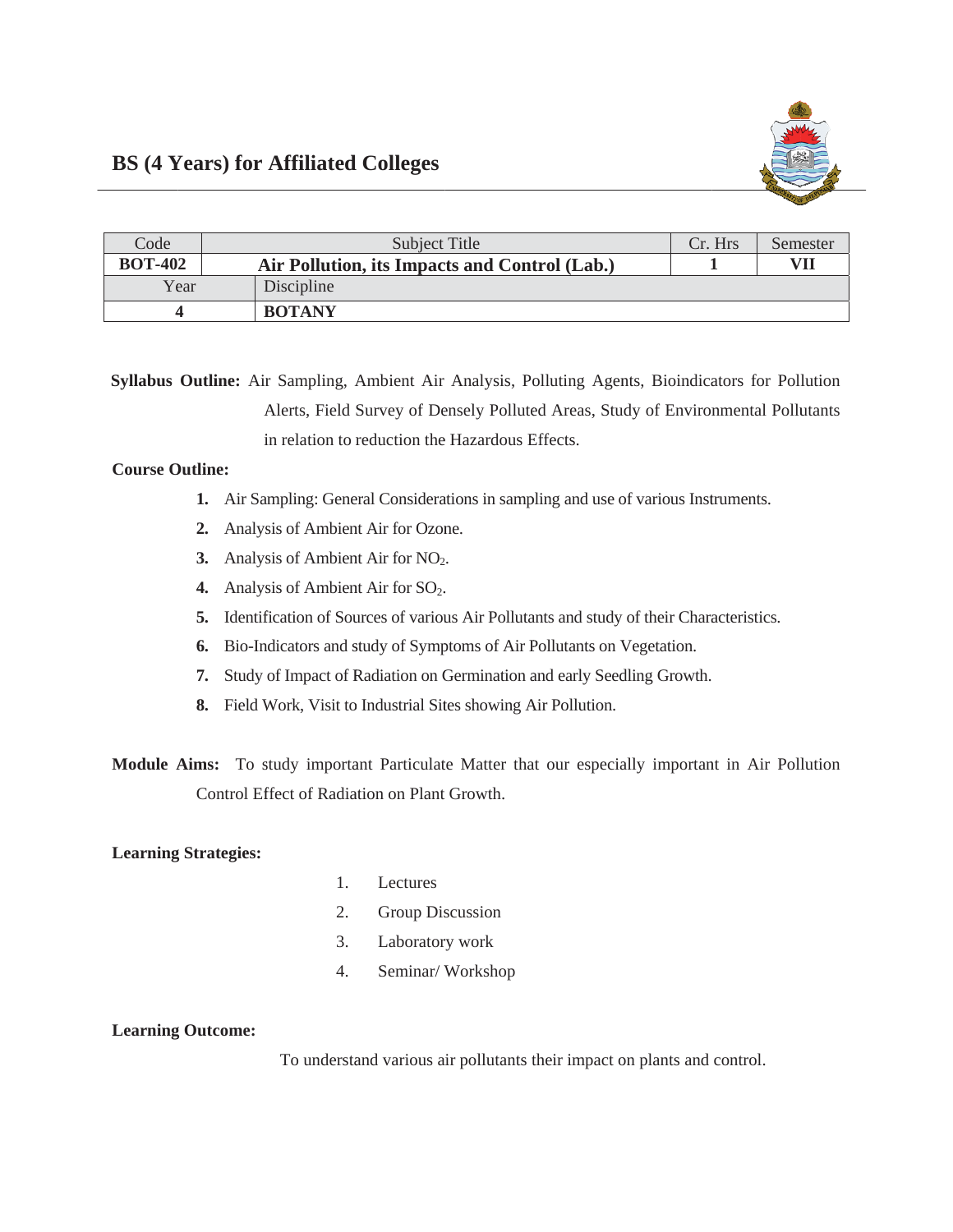# BS (4 Years) for Affiliated Colleges

| Code | Subject Title | Cr. Hrs | Semester |
|---|---|---|---|
| **BOT-402** | **Air Pollution, its Impacts and Control (Lab.)** | **1** | **VII** |
| Year | Discipline | | |
| **4** | **BOTANY** | | |

**Syllabus Outline:** Air Sampling, Ambient Air Analysis, Polluting Agents, Bioindicators for Pollution Alerts, Field Survey of Densely Polluted Areas, Study of Environmental Pollutants in relation to reduction the Hazardous Effects.

**Course Outline:**

1. Air Sampling: General Considerations in sampling and use of various Instruments.
2. Analysis of Ambient Air for Ozone.
3. Analysis of Ambient Air for $NO_2$.
4. Analysis of Ambient Air for $SO_2$.
5. Identification of Sources of various Air Pollutants and study of their Characteristics.
6. Bio-Indicators and study of Symptoms of Air Pollutants on Vegetation.
7. Study of Impact of Radiation on Germination and early Seedling Growth.
8. Field Work, Visit to Industrial Sites showing Air Pollution.

**Module Aims:** To study important Particulate Matter that our especially important in Air Pollution Control Effect of Radiation on Plant Growth.

**Learning Strategies:**

1. Lectures
2. Group Discussion
3. Laboratory work
4. Seminar/ Workshop

**Learning Outcome:**

To understand various air pollutants their impact on plants and control.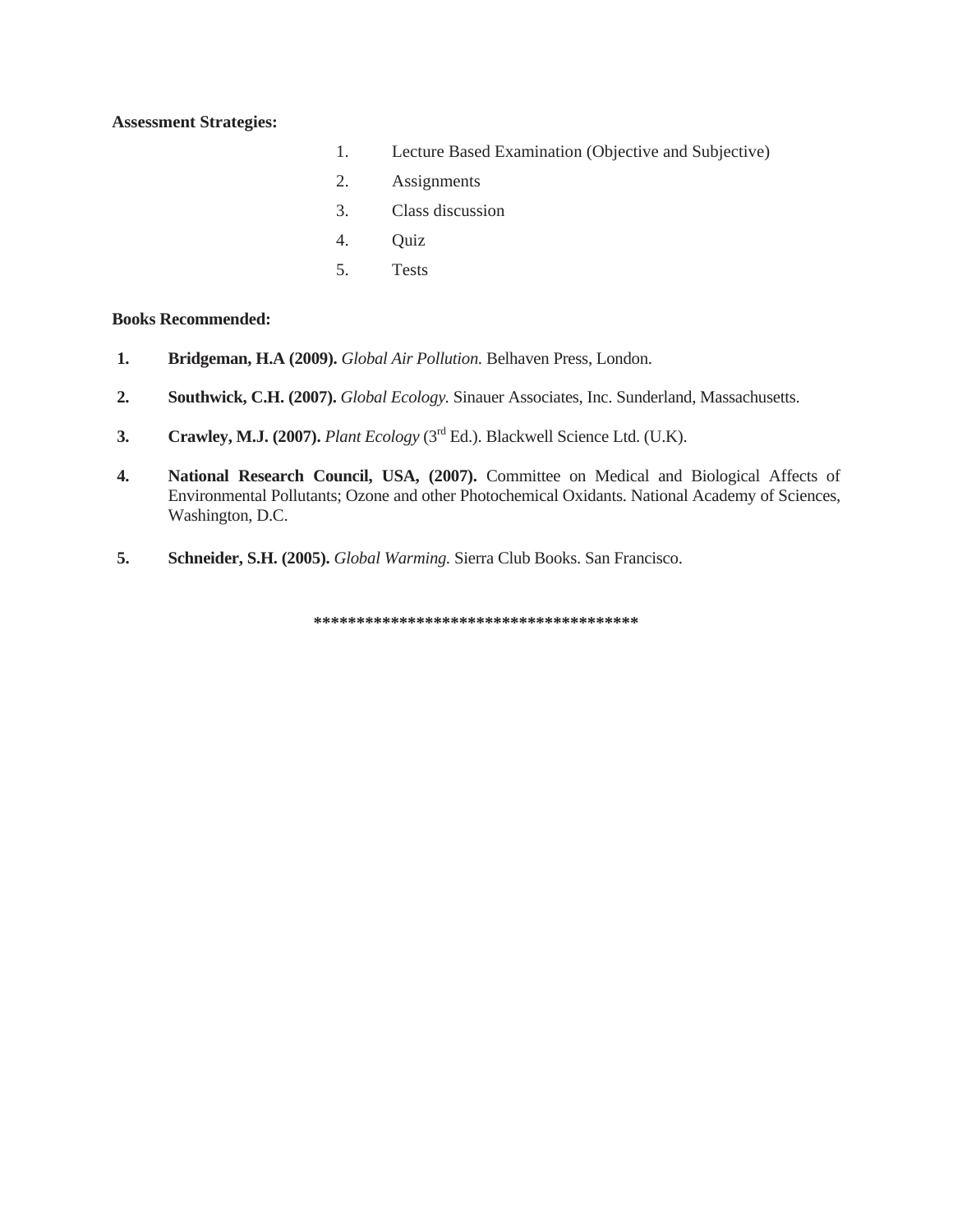**Assessment Strategies:**

1. Lecture Based Examination (Objective and Subjective)
2. Assignments
3. Class discussion
4. Quiz
5. Tests

**Books Recommended:**

1. **Bridgeman, H.A (2009).** *Global Air Pollution.* Belhaven Press, London.
2. **Southwick, C.H. (2007).** *Global Ecology.* Sinauer Associates, Inc. Sunderland, Massachusetts.
3. **Crawley, M.J. (2007).** *Plant Ecology* ($3^{rd}$ Ed.). Blackwell Science Ltd. (U.K).
4. **National Research Council, USA, (2007).** Committee on Medical and Biological Affects of Environmental Pollutants; Ozone and other Photochemical Oxidants. National Academy of Sciences, Washington, D.C.
5. **Schneider, S.H. (2005).** *Global Warming.* Sierra Club Books. San Francisco.

**************************************